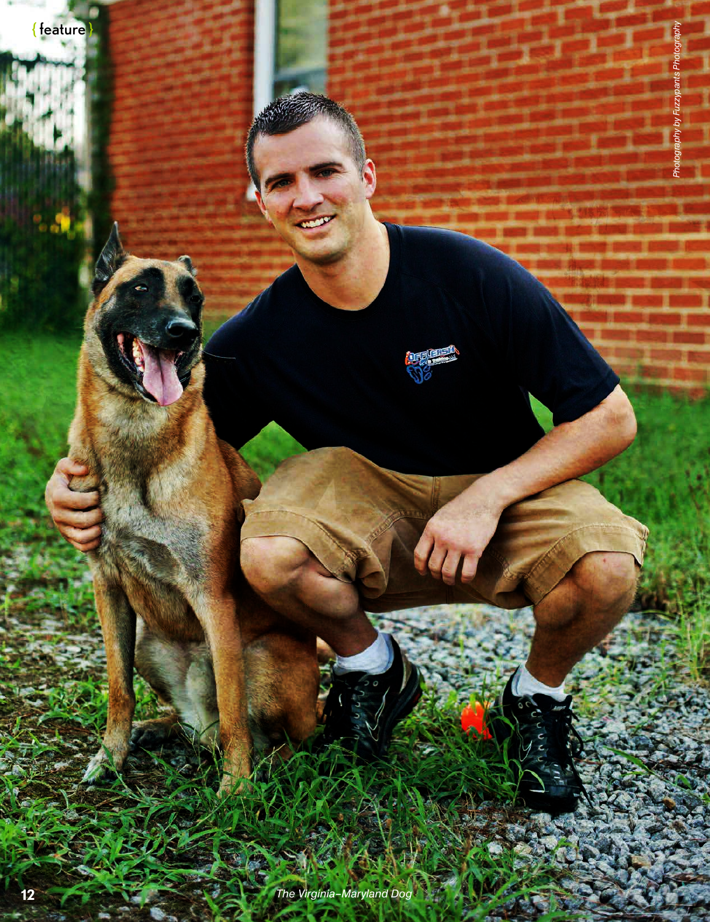Photography by Fuzzypants Photography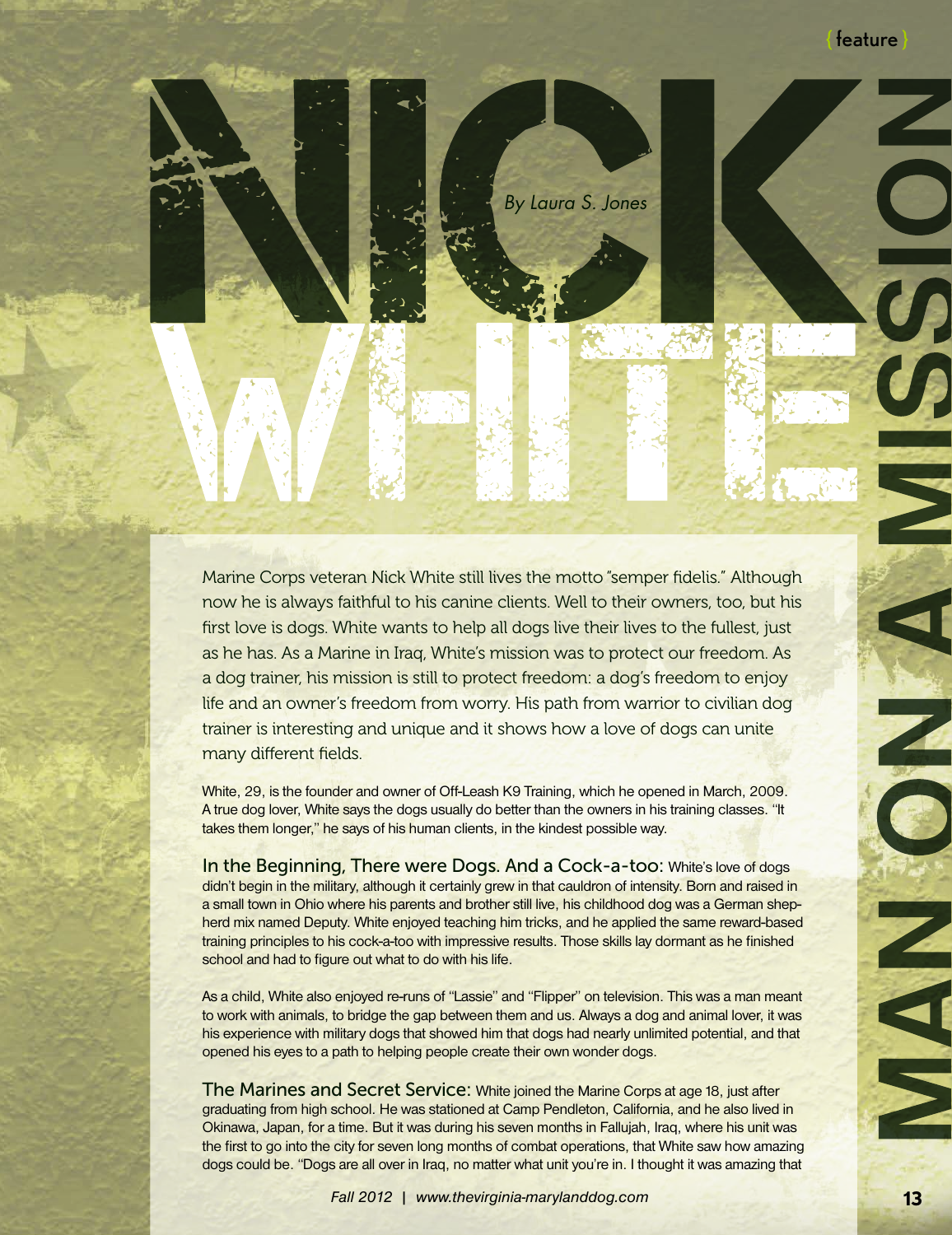{ feature }

# NICK WHITE

## MAN ON A MISSION

*By Laura S. Jones*

Marine Corps veteran Nick White still lives the motto "semper fidelis." Although now he is always faithful to his canine clients. Well to their owners, too, but his first love is dogs. White wants to help all dogs live their lives to the fullest, just as he has. As a Marine in Iraq, White's mission was to protect our freedom. As a dog trainer, his mission is still to protect freedom: a dog's freedom to enjoy life and an owner's freedom from worry. His path from warrior to civilian dog trainer is interesting and unique and it shows how a love of dogs can unite many different fields.

White, 29, is the founder and owner of Off-Leash K9 Training, which he opened in March, 2009. A true dog lover, White says the dogs usually do better than the owners in his training classes. "It takes them longer," he says of his human clients, in the kindest possible way.

**In the Beginning, There were Dogs. And a Cock-a-too:** White's love of dogs didn't begin in the military, although it certainly grew in that cauldron of intensity. Born and raised in a small town in Ohio where his parents and brother still live, his childhood dog was a German shepherd mix named Deputy. White enjoyed teaching him tricks, and he applied the same reward-based training principles to his cock-a-too with impressive results. Those skills lay dormant as he finished school and had to figure out what to do with his life.

As a child, White also enjoyed re-runs of "Lassie" and "Flipper" on television. This was a man meant to work with animals, to bridge the gap between them and us. Always a dog and animal lover, it was his experience with military dogs that showed him that dogs had nearly unlimited potential, and that opened his eyes to a path to helping people create their own wonder dogs.

**The Marines and Secret Service:** White joined the Marine Corps at age 18, just after graduating from high school. He was stationed at Camp Pendleton, California, and he also lived in Okinawa, Japan, for a time. But it was during his seven months in Fallujah, Iraq, where his unit was the first to go into the city for seven long months of combat operations, that White saw how amazing dogs could be. "Dogs are all over in Iraq, no matter what unit you're in. I thought it was amazing that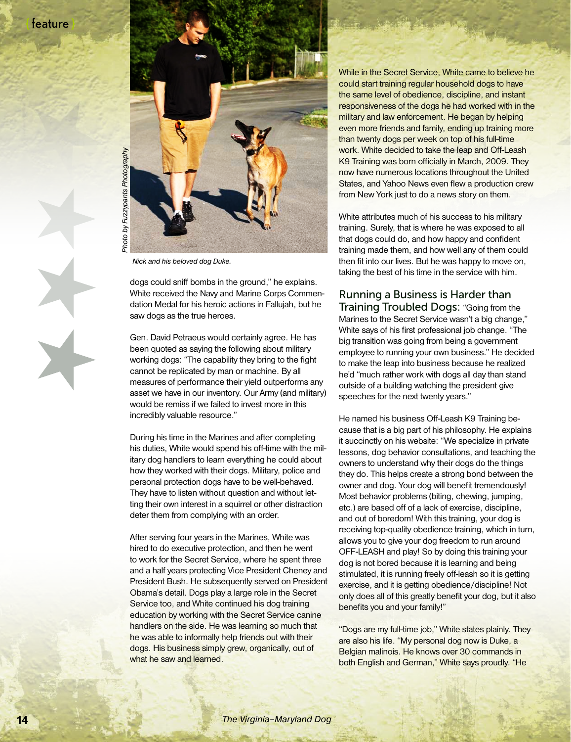*Photo by Fuzzypants Photography*

*Nick and his beloved dog Duke.*

dogs could sniff bombs in the ground," he explains. White received the Navy and Marine Corps Commendation Medal for his heroic actions in Fallujah, but he saw dogs as the true heroes.

Gen. David Petraeus would certainly agree. He has been quoted as saying the following about military working dogs: "The capability they bring to the fight cannot be replicated by man or machine. By all measures of performance their yield outperforms any asset we have in our inventory. Our Army (and military) would be remiss if we failed to invest more in this incredibly valuable resource."

During his time in the Marines and after completing his duties, White would spend his off-time with the military dog handlers to learn everything he could about how they worked with their dogs. Military, police and personal protection dogs have to be well-behaved. They have to listen without question and without letting their own interest in a squirrel or other distraction deter them from complying with an order.

After serving four years in the Marines, White was hired to do executive protection, and then he went to work for the Secret Service, where he spent three and a half years protecting Vice President Cheney and President Bush. He subsequently served on President Obama's detail. Dogs play a large role in the Secret Service too, and White continued his dog training education by working with the Secret Service canine handlers on the side. He was learning so much that he was able to informally help friends out with their dogs. His business simply grew, organically, out of what he saw and learned.

While in the Secret Service, White came to believe he could start training regular household dogs to have the same level of obedience, discipline, and instant responsiveness of the dogs he had worked with in the military and law enforcement. He began by helping even more friends and family, ending up training more than twenty dogs per week on top of his full-time work. White decided to take the leap and Off-Leash K9 Training was born officially in March, 2009. They now have numerous locations throughout the United States, and Yahoo News even flew a production crew from New York just to do a news story on them.

White attributes much of his success to his military training. Surely, that is where he was exposed to all that dogs could do, and how happy and confident training made them, and how well any of them could then fit into our lives. But he was happy to move on, taking the best of his time in the service with him.

## Running a Business is Harder than Training Troubled Dogs:

"Going from the Marines to the Secret Service wasn't a big change," White says of his first professional job change. "The big transition was going from being a government employee to running your own business." He decided to make the leap into business because he realized he'd "much rather work with dogs all day than stand outside of a building watching the president give speeches for the next twenty years."

He named his business Off-Leash K9 Training because that is a big part of his philosophy. He explains it succinctly on his website: "We specialize in private lessons, dog behavior consultations, and teaching the owners to understand why their dogs do the things they do. This helps create a strong bond between the owner and dog. Your dog will benefit tremendously! Most behavior problems (biting, chewing, jumping, etc.) are based off of a lack of exercise, discipline, and out of boredom! With this training, your dog is receiving top-quality obedience training, which in turn, allows you to give your dog freedom to run around OFF-LEASH and play! So by doing this training your dog is not bored because it is learning and being stimulated, it is running freely off-leash so it is getting exercise, and it is getting obedience/discipline! Not only does all of this greatly benefit your dog, but it also benefits you and your family!"

"Dogs are my full-time job," White states plainly. They are also his life. "My personal dog now is Duke, a Belgian malinois. He knows over 30 commands in both English and German," White says proudly. "He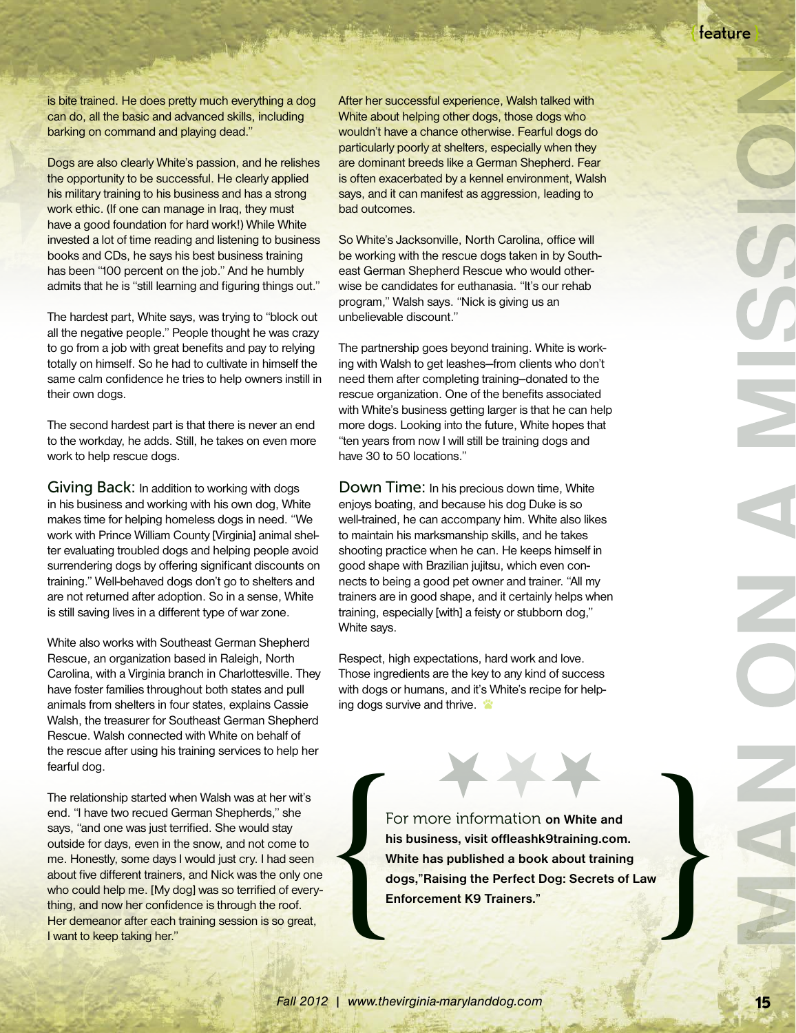is bite trained. He does pretty much everything a dog can do, all the basic and advanced skills, including barking on command and playing dead."

Dogs are also clearly White's passion, and he relishes the opportunity to be successful. He clearly applied his military training to his business and has a strong work ethic. (If one can manage in Iraq, they must have a good foundation for hard work!) While White invested a lot of time reading and listening to business books and CDs, he says his best business training has been "100 percent on the job." And he humbly admits that he is "still learning and figuring things out."

The hardest part, White says, was trying to "block out all the negative people." People thought he was crazy to go from a job with great benefits and pay to relying totally on himself. So he had to cultivate in himself the same calm confidence he tries to help owners instill in their own dogs.

The second hardest part is that there is never an end to the workday, he adds. Still, he takes on even more work to help rescue dogs.

**Giving Back:** In addition to working with dogs in his business and working with his own dog, White makes time for helping homeless dogs in need. "We work with Prince William County [Virginia] animal shelter evaluating troubled dogs and helping people avoid surrendering dogs by offering significant discounts on training." Well-behaved dogs don't go to shelters and are not returned after adoption. So in a sense, White is still saving lives in a different type of war zone.

White also works with Southeast German Shepherd Rescue, an organization based in Raleigh, North Carolina, with a Virginia branch in Charlottesville. They have foster families throughout both states and pull animals from shelters in four states, explains Cassie Walsh, the treasurer for Southeast German Shepherd Rescue. Walsh connected with White on behalf of the rescue after using his training services to help her fearful dog.

The relationship started when Walsh was at her wit's end. "I have two recued German Shepherds," she says, "and one was just terrified. She would stay outside for days, even in the snow, and not come to me. Honestly, some days I would just cry. I had seen about five different trainers, and Nick was the only one who could help me. [My dog] was so terrified of everything, and now her confidence is through the roof. Her demeanor after each training session is so great, I want to keep taking her."

After her successful experience, Walsh talked with White about helping other dogs, those dogs who wouldn't have a chance otherwise. Fearful dogs do particularly poorly at shelters, especially when they are dominant breeds like a German Shepherd. Fear is often exacerbated by a kennel environment, Walsh says, and it can manifest as aggression, leading to bad outcomes.

So White's Jacksonville, North Carolina, office will be working with the rescue dogs taken in by Southeast German Shepherd Rescue who would otherwise be candidates for euthanasia. "It's our rehab program," Walsh says. "Nick is giving us an unbelievable discount."

The partnership goes beyond training. White is working with Walsh to get leashes–from clients who don't need them after completing training–donated to the rescue organization. One of the benefits associated with White's business getting larger is that he can help more dogs. Looking into the future, White hopes that "ten years from now I will still be training dogs and have 30 to 50 locations."

**Down Time:** In his precious down time, White enjoys boating, and because his dog Duke is so well-trained, he can accompany him. White also likes to maintain his marksmanship skills, and he takes shooting practice when he can. He keeps himself in good shape with Brazilian jujitsu, which even connects to being a good pet owner and trainer. "All my trainers are in good shape, and it certainly helps when training, especially [with] a feisty or stubborn dog," White says.

Respect, high expectations, hard work and love. Those ingredients are the key to any kind of success with dogs or humans, and it's White's recipe for helping dogs survive and thrive.

For more information **on White and his business, visit offleashk9training.com. White has published a book about training dogs,"Raising the Perfect Dog: Secrets of Law Enforcement K9 Trainers."**